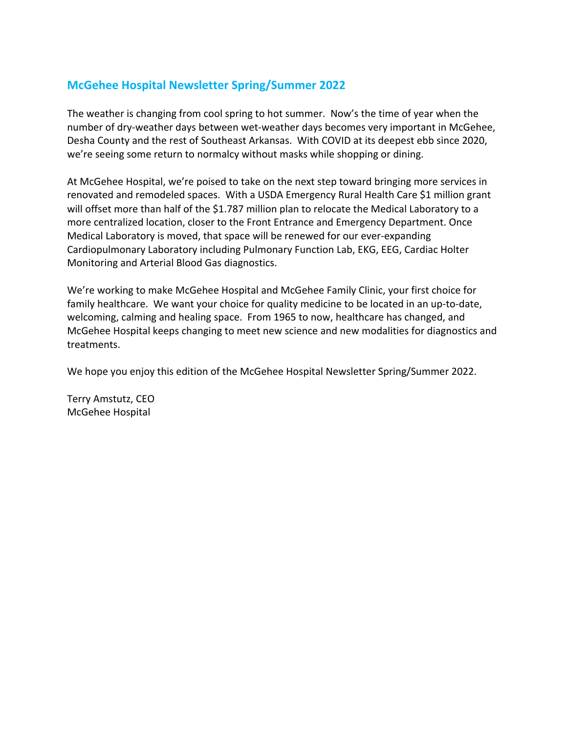# McGehee Hospital Newsletter Spring/Summer 2022

The weather is changing from cool spring to hot summer. Now's the time of year when the number of dry-weather days between wet-weather days becomes very important in McGehee, Desha County and the rest of Southeast Arkansas. With COVID at its deepest ebb since 2020, we're seeing some return to normalcy without masks while shopping or dining.

At McGehee Hospital, we're poised to take on the next step toward bringing more services in renovated and remodeled spaces. With a USDA Emergency Rural Health Care $1 million grant will offset more than half of the $1.787 million plan to relocate the Medical Laboratory to a more centralized location, closer to the Front Entrance and Emergency Department. Once Medical Laboratory is moved, that space will be renewed for our ever-expanding Cardiopulmonary Laboratory including Pulmonary Function Lab, EKG, EEG, Cardiac Holter Monitoring and Arterial Blood Gas diagnostics.

We're working to make McGehee Hospital and McGehee Family Clinic, your first choice for family healthcare. We want your choice for quality medicine to be located in an up-to-date, welcoming, calming and healing space. From 1965 to now, healthcare has changed, and McGehee Hospital keeps changing to meet new science and new modalities for diagnostics and treatments.

We hope you enjoy this edition of the McGehee Hospital Newsletter Spring/Summer 2022.

Terry Amstutz, CEO
McGehee Hospital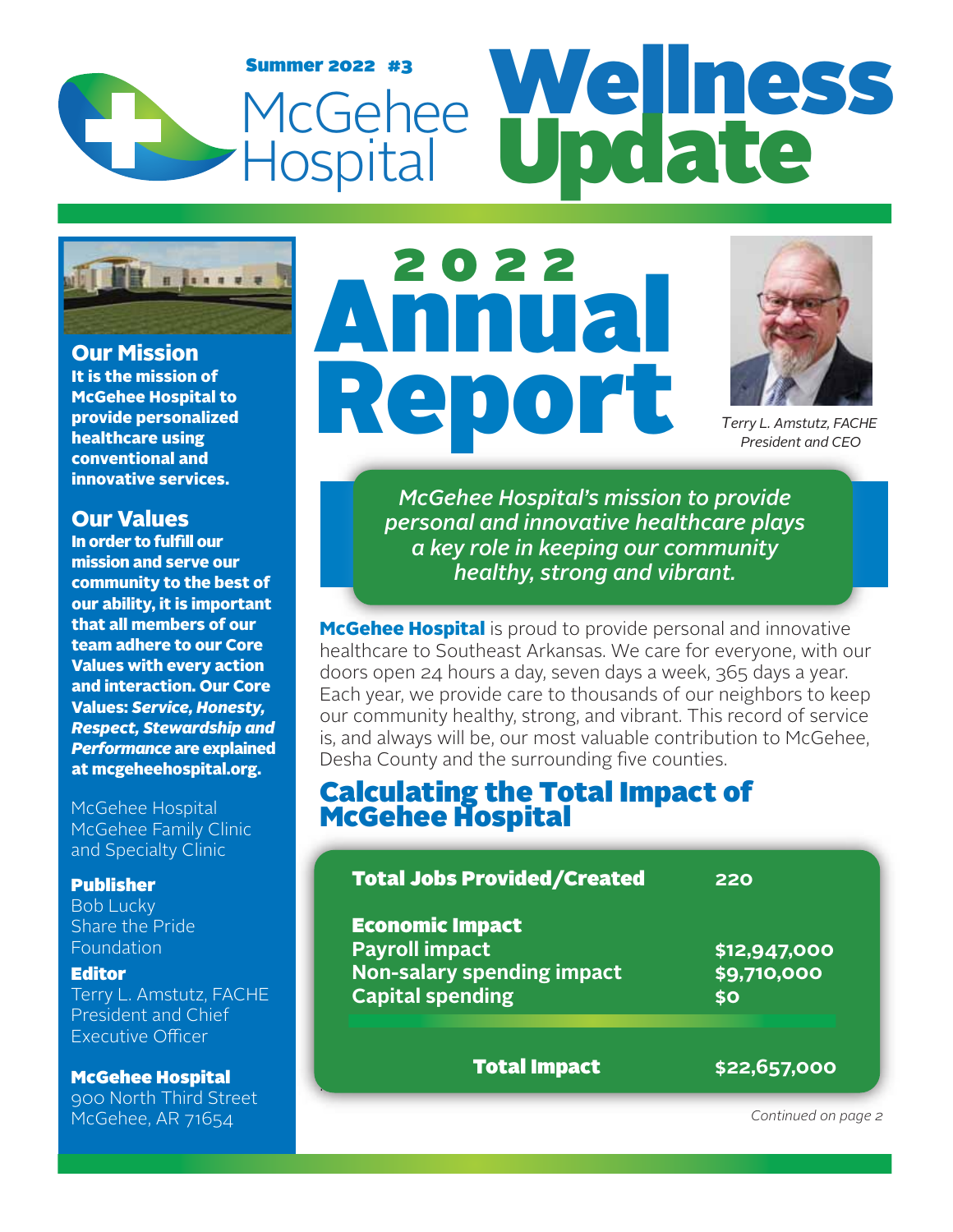Summer 2022 #3

# McGehee Hospital Wellness Update

**Our Mission**
**It is the mission of McGehee Hospital to provide personalized healthcare using conventional and innovative services.**

**Our Values**
**In order to fulfill our mission and serve our community to the best of our ability, it is important that all members of our team adhere to our Core Values with every action and interaction. Our Core Values: *Service, Honesty, Respect, Stewardship and Performance* are explained at mcgeheehospital.org.**

McGehee Hospital
McGehee Family Clinic
and Specialty Clinic

**Publisher**
Bob Lucky
Share the Pride Foundation

**Editor**
Terry L. Amstutz, FACHE
President and Chief Executive Officer

**McGehee Hospital**
900 North Third Street
McGehee, AR 71654

# 2022 Annual Report

*Terry L. Amstutz, FACHE*
*President and CEO*

*McGehee Hospital's mission to provide personal and innovative healthcare plays a key role in keeping our community healthy, strong and vibrant.*

**McGehee Hospital** is proud to provide personal and innovative healthcare to Southeast Arkansas. We care for everyone, with our doors open 24 hours a day, seven days a week, 365 days a year. Each year, we provide care to thousands of our neighbors to keep our community healthy, strong, and vibrant. This record of service is, and always will be, our most valuable contribution to McGehee, Desha County and the surrounding five counties.

## Calculating the Total Impact of McGehee Hospital

| | |
|---|---|
| **Total Jobs Provided/Created** | **220** |
| **Economic Impact** | |
| **Payroll impact** | **$12,947,000** |
| **Non-salary spending impact** | **$9,710,000** |
| **Capital spending** | **$0** |
| **Total Impact** | **$22,657,000** |

*Continued on page 2*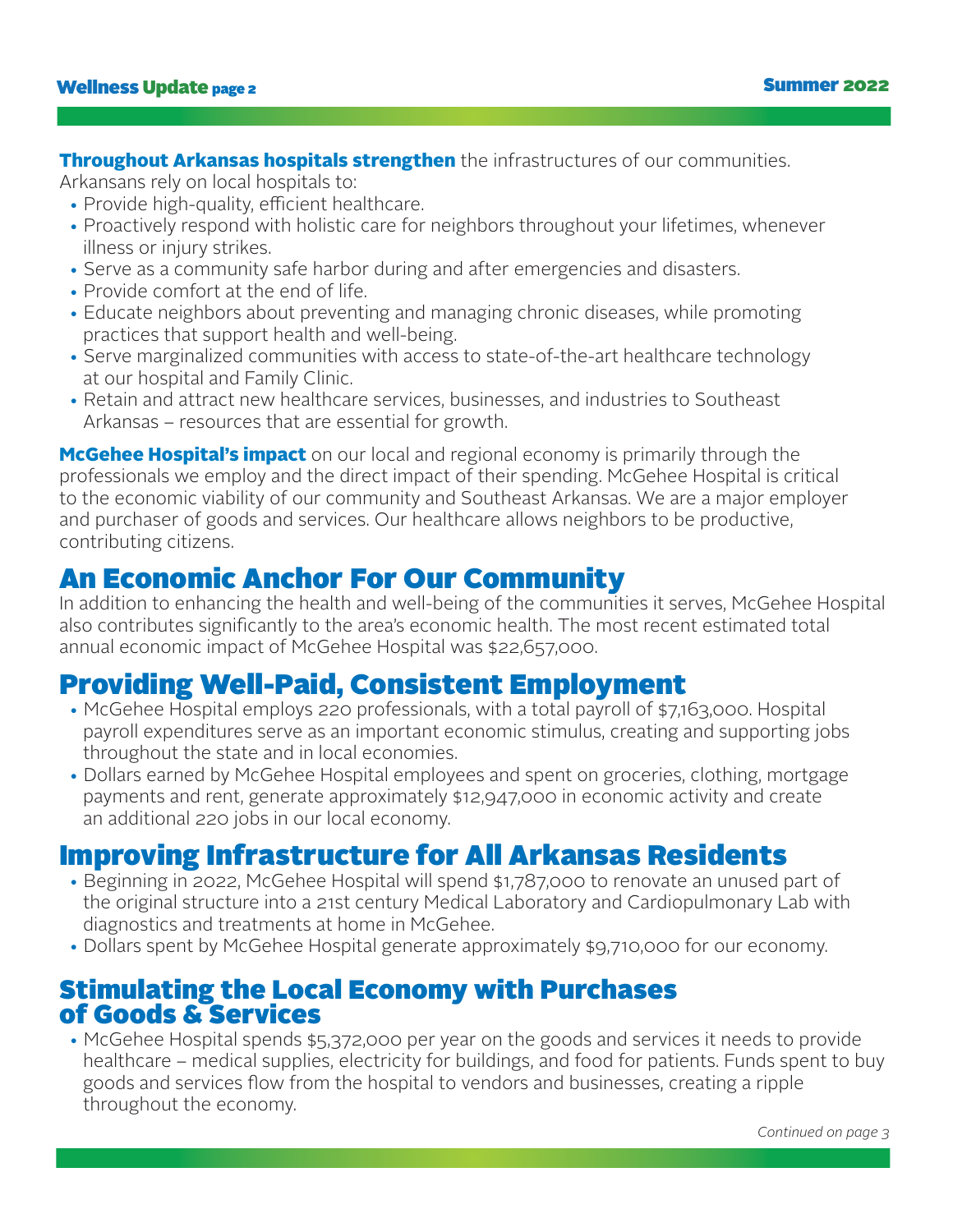**Throughout Arkansas hospitals strengthen** the infrastructures of our communities. Arkansans rely on local hospitals to:

- Provide high-quality, efficient healthcare.
- Proactively respond with holistic care for neighbors throughout your lifetimes, whenever illness or injury strikes.
- Serve as a community safe harbor during and after emergencies and disasters.
- Provide comfort at the end of life.
- Educate neighbors about preventing and managing chronic diseases, while promoting practices that support health and well-being.
- Serve marginalized communities with access to state-of-the-art healthcare technology at our hospital and Family Clinic.
- Retain and attract new healthcare services, businesses, and industries to Southeast Arkansas – resources that are essential for growth.

**McGehee Hospital's impact** on our local and regional economy is primarily through the professionals we employ and the direct impact of their spending. McGehee Hospital is critical to the economic viability of our community and Southeast Arkansas. We are a major employer and purchaser of goods and services. Our healthcare allows neighbors to be productive, contributing citizens.

## An Economic Anchor For Our Community

In addition to enhancing the health and well-being of the communities it serves, McGehee Hospital also contributes significantly to the area's economic health. The most recent estimated total annual economic impact of McGehee Hospital was $22,657,000.

## Providing Well-Paid, Consistent Employment

- McGehee Hospital employs 220 professionals, with a total payroll of $7,163,000. Hospital payroll expenditures serve as an important economic stimulus, creating and supporting jobs throughout the state and in local economies.
- Dollars earned by McGehee Hospital employees and spent on groceries, clothing, mortgage payments and rent, generate approximately $12,947,000 in economic activity and create an additional 220 jobs in our local economy.

## Improving Infrastructure for All Arkansas Residents

- Beginning in 2022, McGehee Hospital will spend $1,787,000 to renovate an unused part of the original structure into a 21st century Medical Laboratory and Cardiopulmonary Lab with diagnostics and treatments at home in McGehee.
- Dollars spent by McGehee Hospital generate approximately $9,710,000 for our economy.

## Stimulating the Local Economy with Purchases of Goods & Services

- McGehee Hospital spends $5,372,000 per year on the goods and services it needs to provide healthcare – medical supplies, electricity for buildings, and food for patients. Funds spent to buy goods and services flow from the hospital to vendors and businesses, creating a ripple throughout the economy.

*Continued on page 3*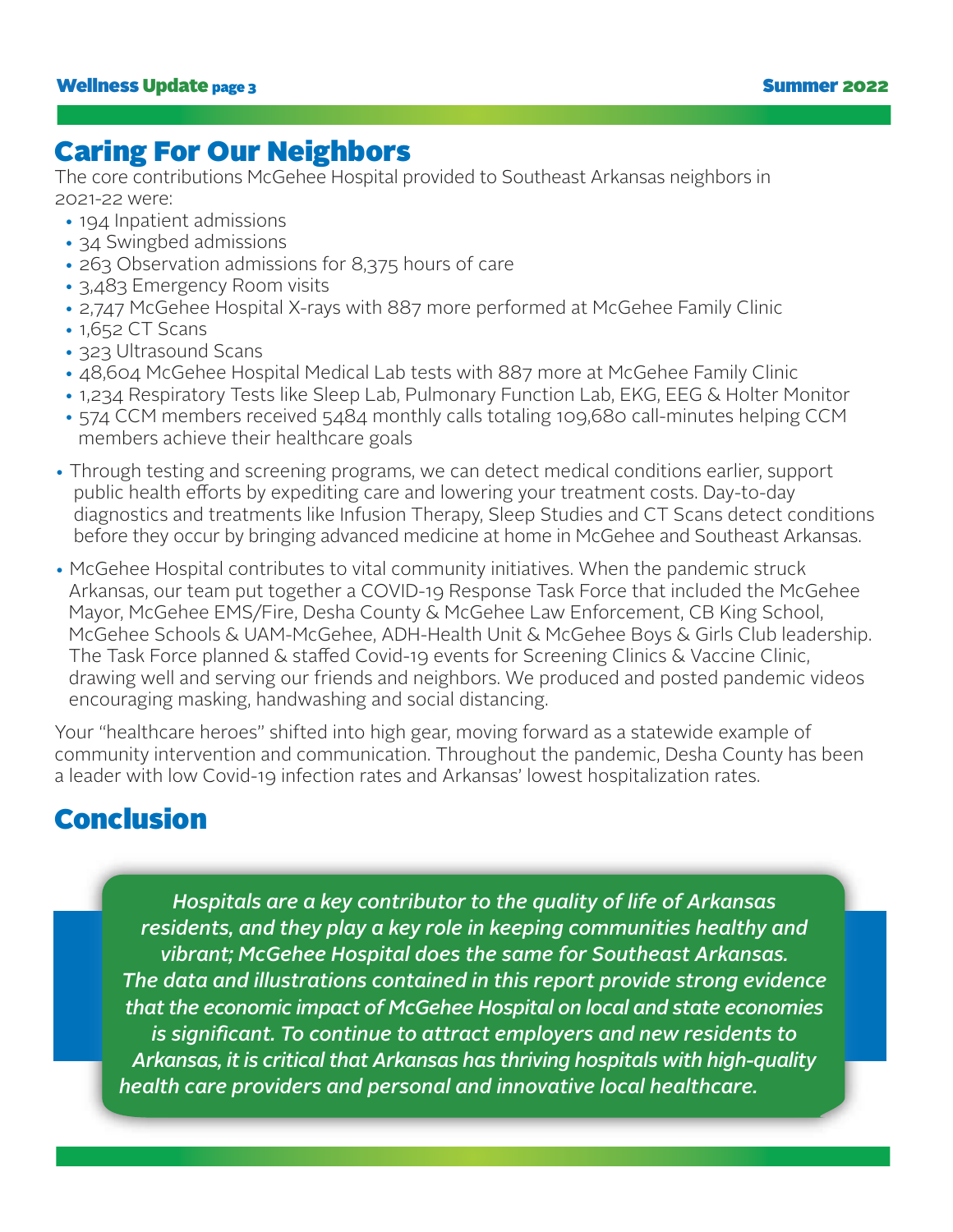## Caring For Our Neighbors

The core contributions McGehee Hospital provided to Southeast Arkansas neighbors in 2021-22 were:

- 194 Inpatient admissions
- 34 Swingbed admissions
- 263 Observation admissions for 8,375 hours of care
- 3,483 Emergency Room visits
- 2,747 McGehee Hospital X-rays with 887 more performed at McGehee Family Clinic
- 1,652 CT Scans
- 323 Ultrasound Scans
- 48,604 McGehee Hospital Medical Lab tests with 887 more at McGehee Family Clinic
- 1,234 Respiratory Tests like Sleep Lab, Pulmonary Function Lab, EKG, EEG & Holter Monitor
- 574 CCM members received 5484 monthly calls totaling 109,680 call-minutes helping CCM members achieve their healthcare goals

- Through testing and screening programs, we can detect medical conditions earlier, support public health efforts by expediting care and lowering your treatment costs. Day-to-day diagnostics and treatments like Infusion Therapy, Sleep Studies and CT Scans detect conditions before they occur by bringing advanced medicine at home in McGehee and Southeast Arkansas.

- McGehee Hospital contributes to vital community initiatives. When the pandemic struck Arkansas, our team put together a COVID-19 Response Task Force that included the McGehee Mayor, McGehee EMS/Fire, Desha County & McGehee Law Enforcement, CB King School, McGehee Schools & UAM-McGehee, ADH-Health Unit & McGehee Boys & Girls Club leadership. The Task Force planned & staffed Covid-19 events for Screening Clinics & Vaccine Clinic, drawing well and serving our friends and neighbors. We produced and posted pandemic videos encouraging masking, handwashing and social distancing.

Your "healthcare heroes" shifted into high gear, moving forward as a statewide example of community intervention and communication. Throughout the pandemic, Desha County has been a leader with low Covid-19 infection rates and Arkansas' lowest hospitalization rates.

## Conclusion

*Hospitals are a key contributor to the quality of life of Arkansas residents, and they play a key role in keeping communities healthy and vibrant; McGehee Hospital does the same for Southeast Arkansas. The data and illustrations contained in this report provide strong evidence that the economic impact of McGehee Hospital on local and state economies is significant. To continue to attract employers and new residents to Arkansas, it is critical that Arkansas has thriving hospitals with high-quality health care providers and personal and innovative local healthcare.*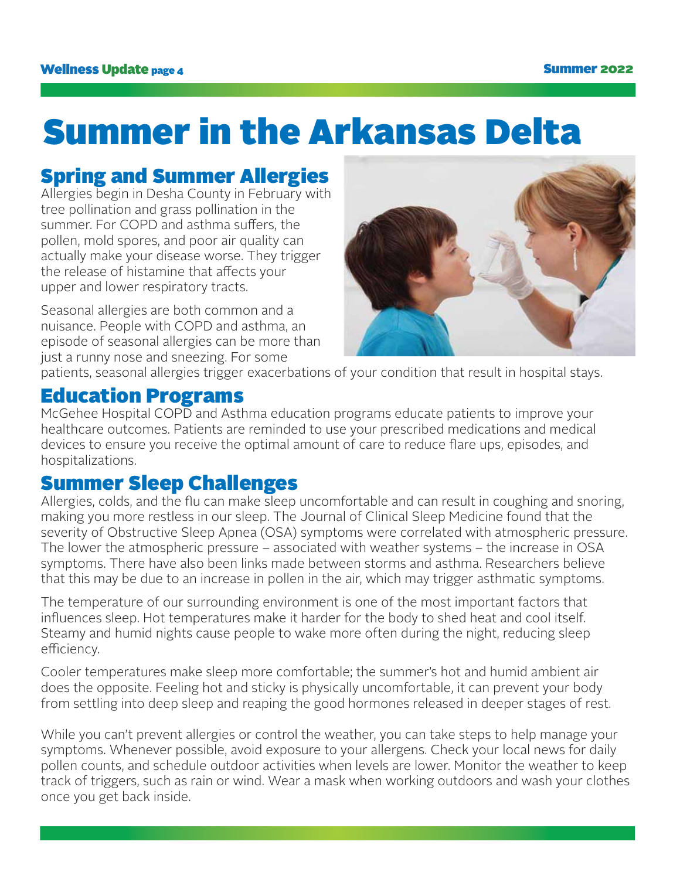# Summer in the Arkansas Delta

## Spring and Summer Allergies

Allergies begin in Desha County in February with tree pollination and grass pollination in the summer. For COPD and asthma suffers, the pollen, mold spores, and poor air quality can actually make your disease worse. They trigger the release of histamine that affects your upper and lower respiratory tracts.

Seasonal allergies are both common and a nuisance. People with COPD and asthma, an episode of seasonal allergies can be more than just a runny nose and sneezing. For some patients, seasonal allergies trigger exacerbations of your condition that result in hospital stays.

## Education Programs

McGehee Hospital COPD and Asthma education programs educate patients to improve your healthcare outcomes. Patients are reminded to use your prescribed medications and medical devices to ensure you receive the optimal amount of care to reduce flare ups, episodes, and hospitalizations.

## Summer Sleep Challenges

Allergies, colds, and the flu can make sleep uncomfortable and can result in coughing and snoring, making you more restless in our sleep. The Journal of Clinical Sleep Medicine found that the severity of Obstructive Sleep Apnea (OSA) symptoms were correlated with atmospheric pressure. The lower the atmospheric pressure – associated with weather systems – the increase in OSA symptoms. There have also been links made between storms and asthma. Researchers believe that this may be due to an increase in pollen in the air, which may trigger asthmatic symptoms.

The temperature of our surrounding environment is one of the most important factors that influences sleep. Hot temperatures make it harder for the body to shed heat and cool itself. Steamy and humid nights cause people to wake more often during the night, reducing sleep efficiency.

Cooler temperatures make sleep more comfortable; the summer's hot and humid ambient air does the opposite. Feeling hot and sticky is physically uncomfortable, it can prevent your body from settling into deep sleep and reaping the good hormones released in deeper stages of rest.

While you can't prevent allergies or control the weather, you can take steps to help manage your symptoms. Whenever possible, avoid exposure to your allergens. Check your local news for daily pollen counts, and schedule outdoor activities when levels are lower. Monitor the weather to keep track of triggers, such as rain or wind. Wear a mask when working outdoors and wash your clothes once you get back inside.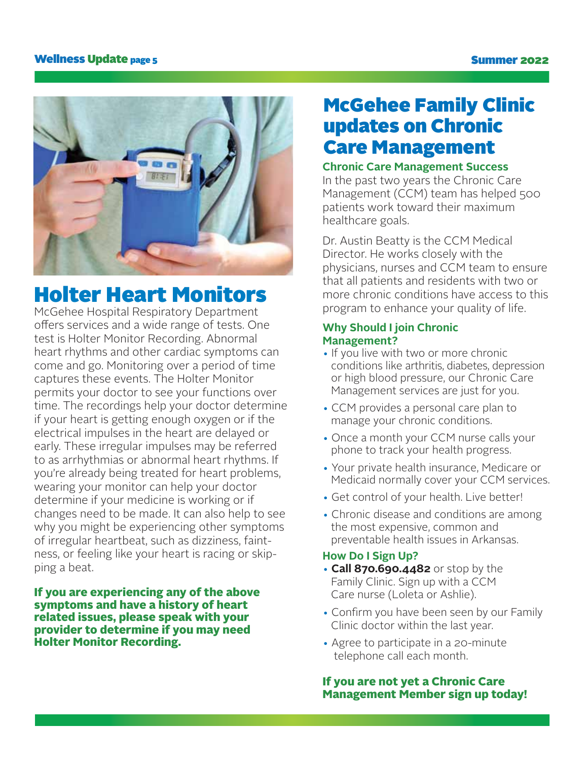# Holter Heart Monitors

McGehee Hospital Respiratory Department offers services and a wide range of tests. One test is Holter Monitor Recording. Abnormal heart rhythms and other cardiac symptoms can come and go. Monitoring over a period of time captures these events. The Holter Monitor permits your doctor to see your functions over time. The recordings help your doctor determine if your heart is getting enough oxygen or if the electrical impulses in the heart are delayed or early. These irregular impulses may be referred to as arrhythmias or abnormal heart rhythms. If you're already being treated for heart problems, wearing your monitor can help your doctor determine if your medicine is working or if changes need to be made. It can also help to see why you might be experiencing other symptoms of irregular heartbeat, such as dizziness, faintness, or feeling like your heart is racing or skipping a beat.

**If you are experiencing any of the above symptoms and have a history of heart related issues, please speak with your provider to determine if you may need Holter Monitor Recording.**

# McGehee Family Clinic updates on Chronic Care Management

### Chronic Care Management Success

In the past two years the Chronic Care Management (CCM) team has helped 500 patients work toward their maximum healthcare goals.

Dr. Austin Beatty is the CCM Medical Director. He works closely with the physicians, nurses and CCM team to ensure that all patients and residents with two or more chronic conditions have access to this program to enhance your quality of life.

### Why Should I join Chronic Management?

- If you live with two or more chronic conditions like arthritis, diabetes, depression or high blood pressure, our Chronic Care Management services are just for you.
- CCM provides a personal care plan to manage your chronic conditions.
- Once a month your CCM nurse calls your phone to track your health progress.
- Your private health insurance, Medicare or Medicaid normally cover your CCM services.
- Get control of your health. Live better!
- Chronic disease and conditions are among the most expensive, common and preventable health issues in Arkansas.

### How Do I Sign Up?

- **Call 870.690.4482** or stop by the Family Clinic. Sign up with a CCM Care nurse (Loleta or Ashlie).
- Confirm you have been seen by our Family Clinic doctor within the last year.
- Agree to participate in a 20-minute telephone call each month.

**If you are not yet a Chronic Care Management Member sign up today!**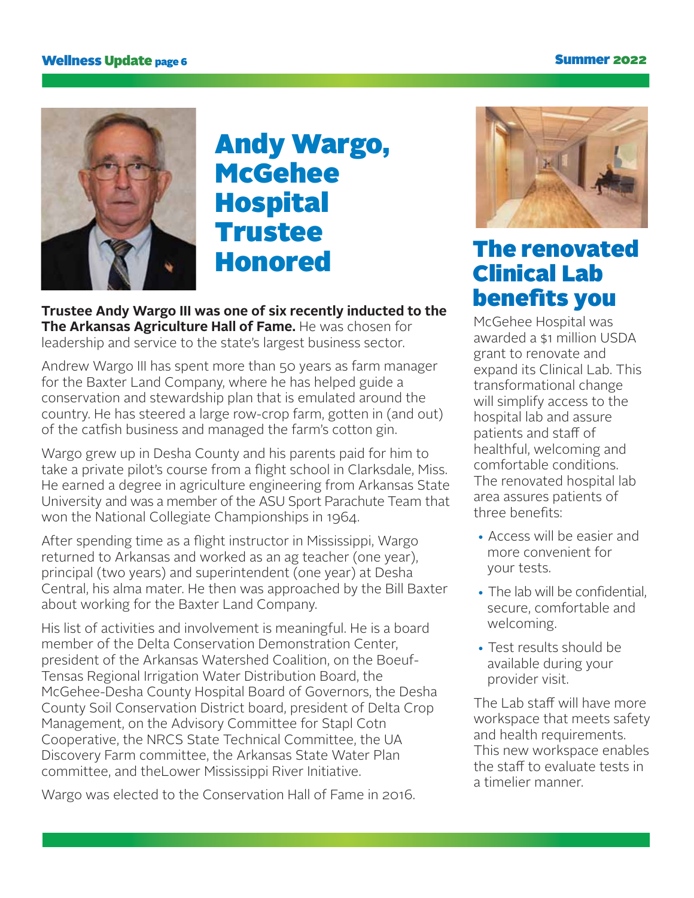# Andy Wargo, McGehee Hospital Trustee Honored

**Trustee Andy Wargo III was one of six recently inducted to the The Arkansas Agriculture Hall of Fame.** He was chosen for leadership and service to the state's largest business sector.

Andrew Wargo III has spent more than 50 years as farm manager for the Baxter Land Company, where he has helped guide a conservation and stewardship plan that is emulated around the country. He has steered a large row-crop farm, gotten in (and out) of the catfish business and managed the farm's cotton gin.

Wargo grew up in Desha County and his parents paid for him to take a private pilot's course from a flight school in Clarksdale, Miss. He earned a degree in agriculture engineering from Arkansas State University and was a member of the ASU Sport Parachute Team that won the National Collegiate Championships in 1964.

After spending time as a flight instructor in Mississippi, Wargo returned to Arkansas and worked as an ag teacher (one year), principal (two years) and superintendent (one year) at Desha Central, his alma mater. He then was approached by the Bill Baxter about working for the Baxter Land Company.

His list of activities and involvement is meaningful. He is a board member of the Delta Conservation Demonstration Center, president of the Arkansas Watershed Coalition, on the Boeuf-Tensas Regional Irrigation Water Distribution Board, the McGehee-Desha County Hospital Board of Governors, the Desha County Soil Conservation District board, president of Delta Crop Management, on the Advisory Committee for Stapl Cotn Cooperative, the NRCS State Technical Committee, the UA Discovery Farm committee, the Arkansas State Water Plan committee, and theLower Mississippi River Initiative.

Wargo was elected to the Conservation Hall of Fame in 2016.

# The renovated Clinical Lab benefits you

McGehee Hospital was awarded a $1 million USDA grant to renovate and expand its Clinical Lab. This transformational change will simplify access to the hospital lab and assure patients and staff of healthful, welcoming and comfortable conditions. The renovated hospital lab area assures patients of three benefits:

- Access will be easier and more convenient for your tests.
- The lab will be confidential, secure, comfortable and welcoming.
- Test results should be available during your provider visit.

The Lab staff will have more workspace that meets safety and health requirements. This new workspace enables the staff to evaluate tests in a timelier manner.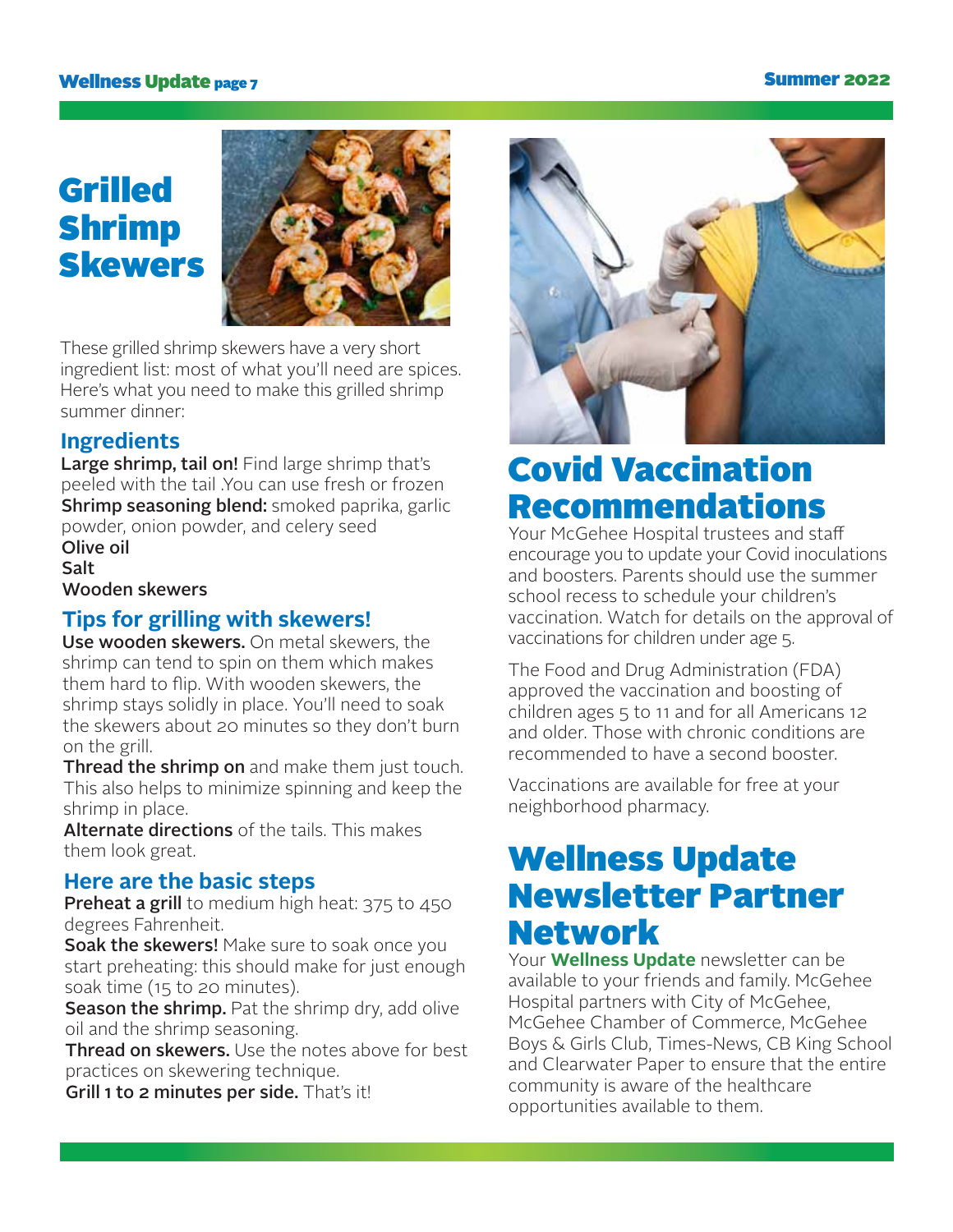# Grilled Shrimp Skewers

These grilled shrimp skewers have a very short ingredient list: most of what you'll need are spices. Here's what you need to make this grilled shrimp summer dinner:

## Ingredients

**Large shrimp, tail on!** Find large shrimp that's peeled with the tail .You can use fresh or frozen

**Shrimp seasoning blend:** smoked paprika, garlic powder, onion powder, and celery seed

**Olive oil**

**Salt**

**Wooden skewers**

## Tips for grilling with skewers!

**Use wooden skewers.** On metal skewers, the shrimp can tend to spin on them which makes them hard to flip. With wooden skewers, the shrimp stays solidly in place. You'll need to soak the skewers about 20 minutes so they don't burn on the grill.

**Thread the shrimp on** and make them just touch. This also helps to minimize spinning and keep the shrimp in place.

**Alternate directions** of the tails. This makes them look great.

## Here are the basic steps

**Preheat a grill** to medium high heat: 375 to 450 degrees Fahrenheit.

**Soak the skewers!** Make sure to soak once you start preheating: this should make for just enough soak time (15 to 20 minutes).

**Season the shrimp.** Pat the shrimp dry, add olive oil and the shrimp seasoning.

**Thread on skewers.** Use the notes above for best practices on skewering technique.

**Grill 1 to 2 minutes per side.** That's it!

# Covid Vaccination Recommendations

Your McGehee Hospital trustees and staff encourage you to update your Covid inoculations and boosters. Parents should use the summer school recess to schedule your children's vaccination. Watch for details on the approval of vaccinations for children under age 5.

The Food and Drug Administration (FDA) approved the vaccination and boosting of children ages 5 to 11 and for all Americans 12 and older. Those with chronic conditions are recommended to have a second booster.

Vaccinations are available for free at your neighborhood pharmacy.

# Wellness Update Newsletter Partner Network

Your **Wellness Update** newsletter can be available to your friends and family. McGehee Hospital partners with City of McGehee, McGehee Chamber of Commerce, McGehee Boys & Girls Club, Times-News, CB King School and Clearwater Paper to ensure that the entire community is aware of the healthcare opportunities available to them.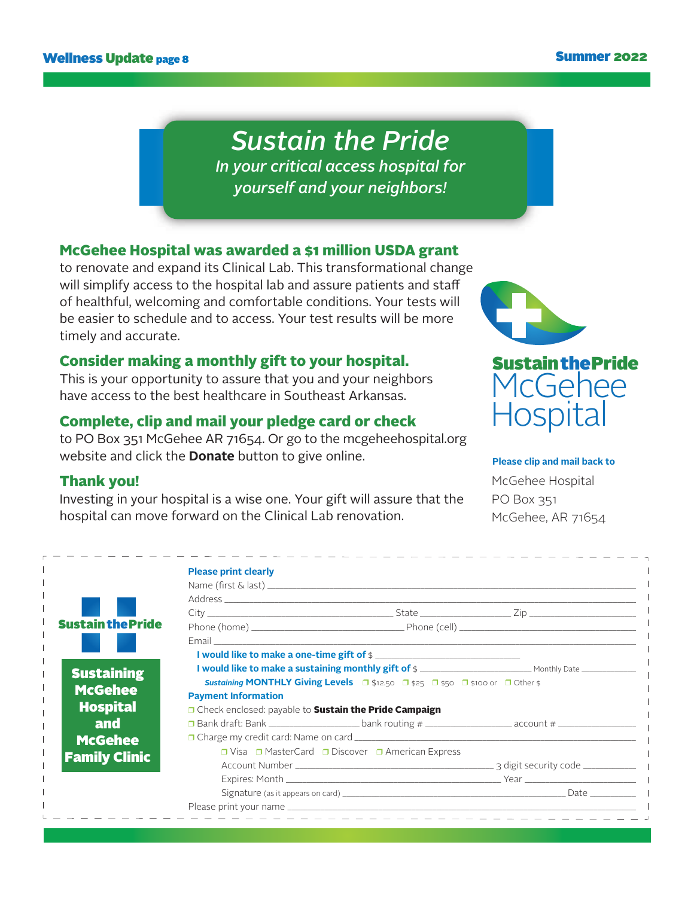# Sustain the Pride

*In your critical access hospital for yourself and your neighbors!*

## McGehee Hospital was awarded a $1 million USDA grant

to renovate and expand its Clinical Lab. This transformational change will simplify access to the hospital lab and assure patients and staff of healthful, welcoming and comfortable conditions. Your tests will be easier to schedule and to access. Your test results will be more timely and accurate.

## Consider making a monthly gift to your hospital.

This is your opportunity to assure that you and your neighbors have access to the best healthcare in Southeast Arkansas.

## Complete, clip and mail your pledge card or check

to PO Box 351 McGehee AR 71654. Or go to the mcgeheehospital.org website and click the **Donate** button to give online.

## Thank you!

Investing in your hospital is a wise one. Your gift will assure that the hospital can move forward on the Clinical Lab renovation.

**Sustain the Pride**
McGehee Hospital

**Please clip and mail back to**

McGehee Hospital
PO Box 351
McGehee, AR 71654

---

**Sustain the Pride**

**Sustaining McGehee Hospital and McGehee Family Clinic**

**Please print clearly**

Name (first & last) ____________________

Address ____________________

City ____________________ State __________ Zip __________

Phone (home) ____________________ Phone (cell) ____________________

Email ____________________

**I would like to make a one-time gift of** $ ____________________

**I would like to make a sustaining monthly gift of** $ ____________________ Monthly Date __________

***Sustaining* MONTHLY Giving Levels** ❒ $12.50 ❒ $25 ❒ $50 ❒ $100 or ❒ Other $

**Payment Information**

❒ Check enclosed: payable to **Sustain the Pride Campaign**

❒ Bank draft: Bank ____________________ bank routing # ____________________ account # ____________________

❒ Charge my credit card: Name on card ____________________

❒ Visa ❒ MasterCard ❒ Discover ❒ American Express

Account Number ____________________ 3 digit security code __________

Expires: Month ____________________ Year __________

Signature (as it appears on card) ____________________ Date __________

Please print your name ____________________